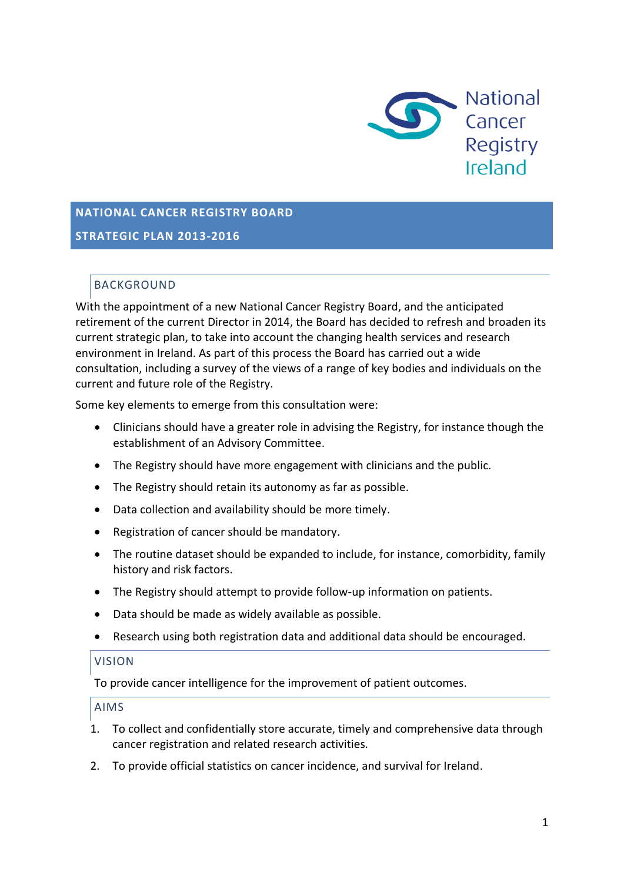National Cancer Registry Ireland

# NATIONAL CANCER REGISTRY BOARD

# STRATEGIC PLAN 2013-2016

## BACKGROUND

With the appointment of a new National Cancer Registry Board, and the anticipated retirement of the current Director in 2014, the Board has decided to refresh and broaden its current strategic plan, to take into account the changing health services and research environment in Ireland. As part of this process the Board has carried out a wide consultation, including a survey of the views of a range of key bodies and individuals on the current and future role of the Registry.

Some key elements to emerge from this consultation were:

- Clinicians should have a greater role in advising the Registry, for instance though the establishment of an Advisory Committee.
- The Registry should have more engagement with clinicians and the public.
- The Registry should retain its autonomy as far as possible.
- Data collection and availability should be more timely.
- Registration of cancer should be mandatory.
- The routine dataset should be expanded to include, for instance, comorbidity, family history and risk factors.
- The Registry should attempt to provide follow-up information on patients.
- Data should be made as widely available as possible.
- Research using both registration data and additional data should be encouraged.

## VISION

To provide cancer intelligence for the improvement of patient outcomes.

## AIMS

1. To collect and confidentially store accurate, timely and comprehensive data through cancer registration and related research activities.
2. To provide official statistics on cancer incidence, and survival for Ireland.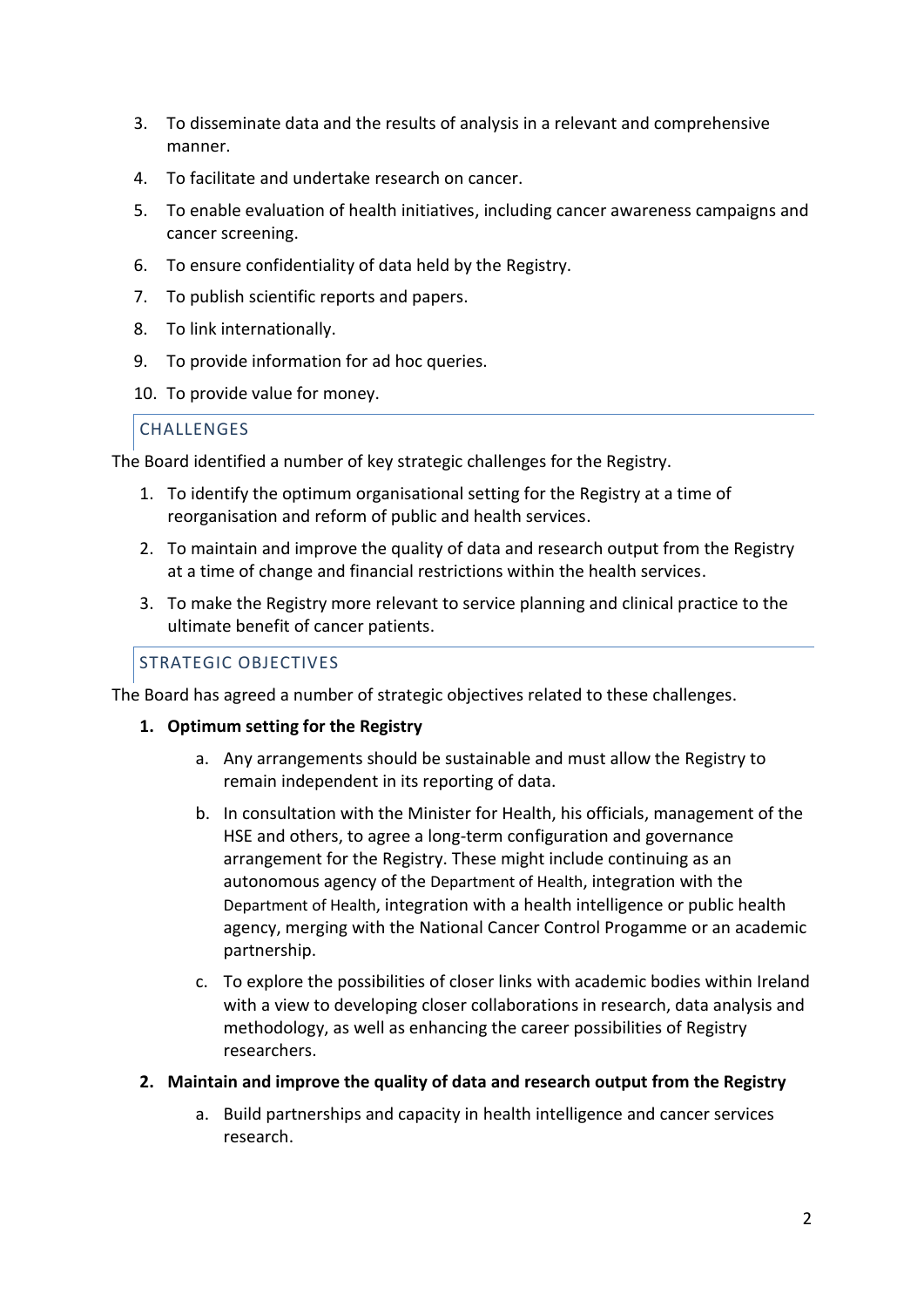3. To disseminate data and the results of analysis in a relevant and comprehensive manner.
4. To facilitate and undertake research on cancer.
5. To enable evaluation of health initiatives, including cancer awareness campaigns and cancer screening.
6. To ensure confidentiality of data held by the Registry.
7. To publish scientific reports and papers.
8. To link internationally.
9. To provide information for ad hoc queries.
10. To provide value for money.

## CHALLENGES

The Board identified a number of key strategic challenges for the Registry.

1. To identify the optimum organisational setting for the Registry at a time of reorganisation and reform of public and health services.
2. To maintain and improve the quality of data and research output from the Registry at a time of change and financial restrictions within the health services.
3. To make the Registry more relevant to service planning and clinical practice to the ultimate benefit of cancer patients.

## STRATEGIC OBJECTIVES

The Board has agreed a number of strategic objectives related to these challenges.

1. **Optimum setting for the Registry**
   a. Any arrangements should be sustainable and must allow the Registry to remain independent in its reporting of data.
   b. In consultation with the Minister for Health, his officials, management of the HSE and others, to agree a long-term configuration and governance arrangement for the Registry. These might include continuing as an autonomous agency of the Department of Health, integration with the Department of Health, integration with a health intelligence or public health agency, merging with the National Cancer Control Progamme or an academic partnership.
   c. To explore the possibilities of closer links with academic bodies within Ireland with a view to developing closer collaborations in research, data analysis and methodology, as well as enhancing the career possibilities of Registry researchers.
2. **Maintain and improve the quality of data and research output from the Registry**
   a. Build partnerships and capacity in health intelligence and cancer services research.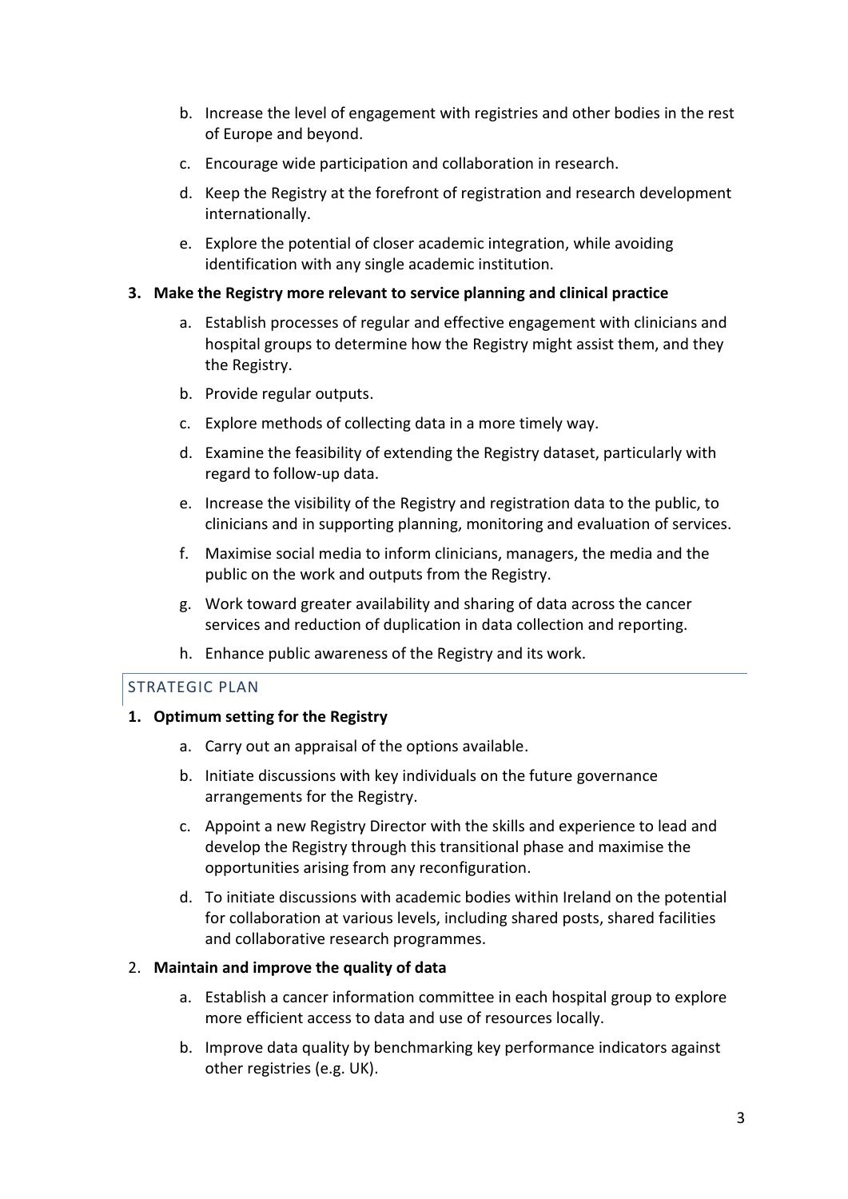b. Increase the level of engagement with registries and other bodies in the rest of Europe and beyond.

c. Encourage wide participation and collaboration in research.

d. Keep the Registry at the forefront of registration and research development internationally.

e. Explore the potential of closer academic integration, while avoiding identification with any single academic institution.

**3. Make the Registry more relevant to service planning and clinical practice**

a. Establish processes of regular and effective engagement with clinicians and hospital groups to determine how the Registry might assist them, and they the Registry.

b. Provide regular outputs.

c. Explore methods of collecting data in a more timely way.

d. Examine the feasibility of extending the Registry dataset, particularly with regard to follow-up data.

e. Increase the visibility of the Registry and registration data to the public, to clinicians and in supporting planning, monitoring and evaluation of services.

f. Maximise social media to inform clinicians, managers, the media and the public on the work and outputs from the Registry.

g. Work toward greater availability and sharing of data across the cancer services and reduction of duplication in data collection and reporting.

h. Enhance public awareness of the Registry and its work.

## STRATEGIC PLAN

**1. Optimum setting for the Registry**

a. Carry out an appraisal of the options available.

b. Initiate discussions with key individuals on the future governance arrangements for the Registry.

c. Appoint a new Registry Director with the skills and experience to lead and develop the Registry through this transitional phase and maximise the opportunities arising from any reconfiguration.

d. To initiate discussions with academic bodies within Ireland on the potential for collaboration at various levels, including shared posts, shared facilities and collaborative research programmes.

2. **Maintain and improve the quality of data**

a. Establish a cancer information committee in each hospital group to explore more efficient access to data and use of resources locally.

b. Improve data quality by benchmarking key performance indicators against other registries (e.g. UK).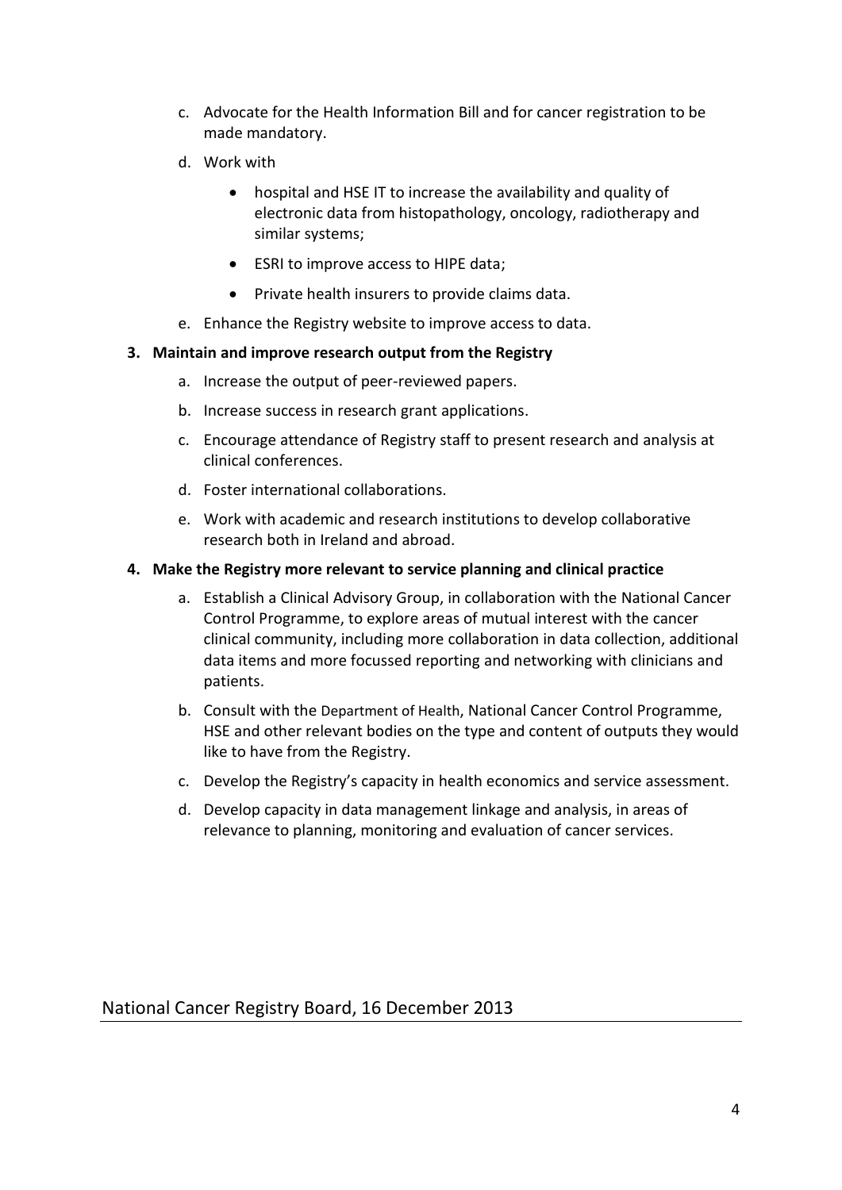c. Advocate for the Health Information Bill and for cancer registration to be made mandatory.

d. Work with

   - hospital and HSE IT to increase the availability and quality of electronic data from histopathology, oncology, radiotherapy and similar systems;
   - ESRI to improve access to HIPE data;
   - Private health insurers to provide claims data.

e. Enhance the Registry website to improve access to data.

**3. Maintain and improve research output from the Registry**

a. Increase the output of peer-reviewed papers.

b. Increase success in research grant applications.

c. Encourage attendance of Registry staff to present research and analysis at clinical conferences.

d. Foster international collaborations.

e. Work with academic and research institutions to develop collaborative research both in Ireland and abroad.

**4. Make the Registry more relevant to service planning and clinical practice**

a. Establish a Clinical Advisory Group, in collaboration with the National Cancer Control Programme, to explore areas of mutual interest with the cancer clinical community, including more collaboration in data collection, additional data items and more focussed reporting and networking with clinicians and patients.

b. Consult with the Department of Health, National Cancer Control Programme, HSE and other relevant bodies on the type and content of outputs they would like to have from the Registry.

c. Develop the Registry's capacity in health economics and service assessment.

d. Develop capacity in data management linkage and analysis, in areas of relevance to planning, monitoring and evaluation of cancer services.

National Cancer Registry Board, 16 December 2013